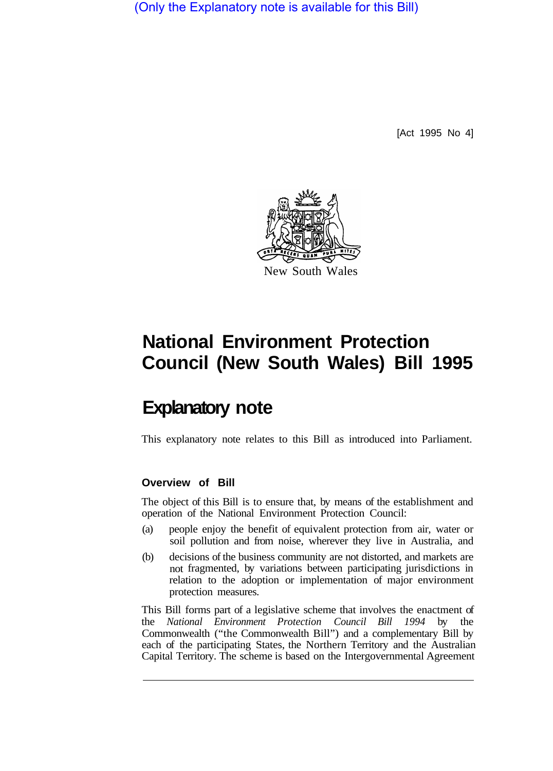(Only the Explanatory note is available for this Bill)

[Act 1995 No 4]

New South Wales

# National Environment Protection Council (New South Wales) Bill 1995

## Explanatory note

This explanatory note relates to this Bill as introduced into Parliament.

### Overview of Bill

The object of this Bill is to ensure that, by means of the establishment and operation of the National Environment Protection Council:

(a) people enjoy the benefit of equivalent protection from air, water or soil pollution and from noise, wherever they live in Australia, and

(b) decisions of the business community are not distorted, and markets are not fragmented, by variations between participating jurisdictions in relation to the adoption or implementation of major environment protection measures.

This Bill forms part of a legislative scheme that involves the enactment of the *National Environment Protection Council Bill 1994* by the Commonwealth ("the Commonwealth Bill") and a complementary Bill by each of the participating States, the Northern Territory and the Australian Capital Territory. The scheme is based on the Intergovernmental Agreement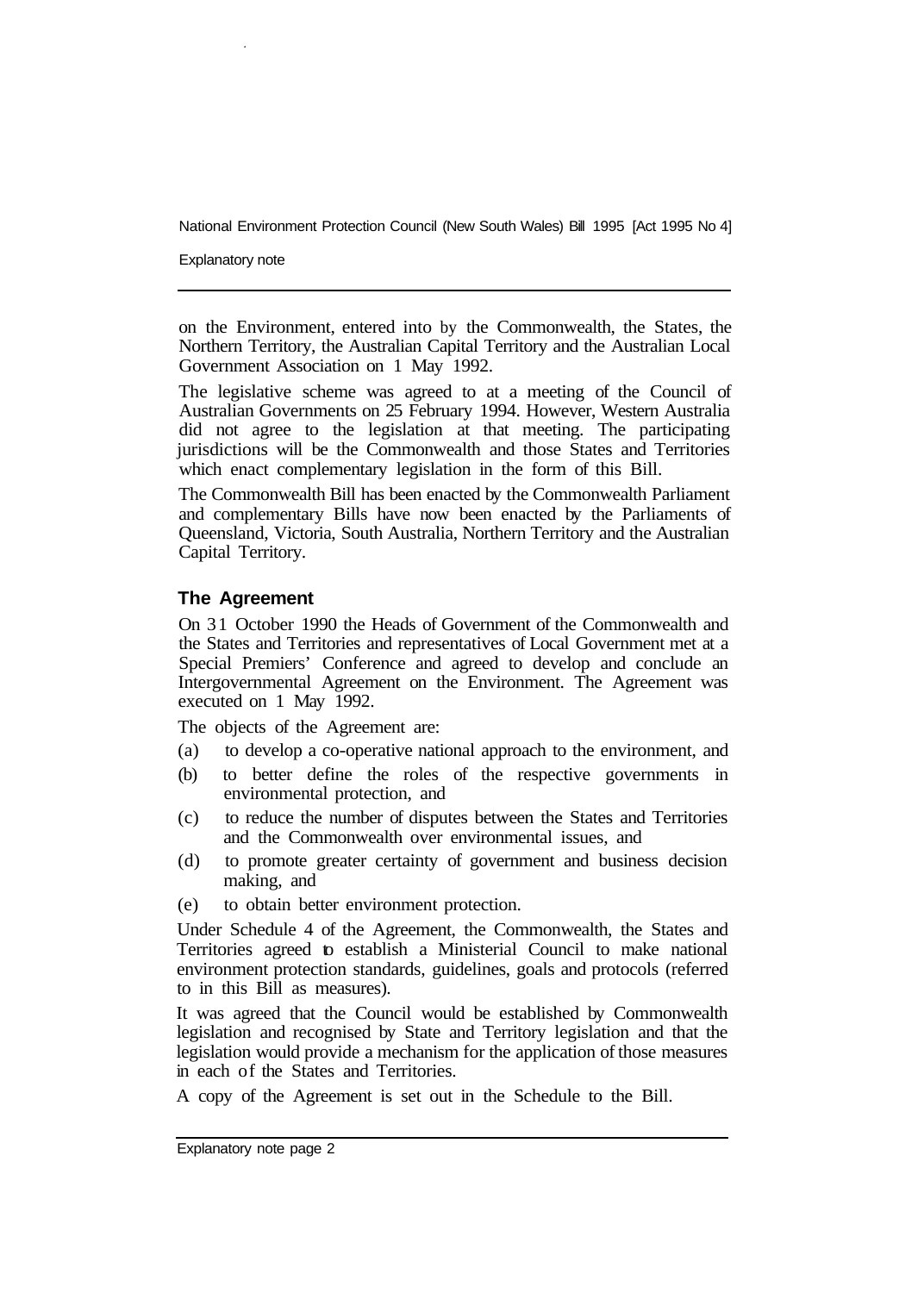on the Environment, entered into by the Commonwealth, the States, the Northern Territory, the Australian Capital Territory and the Australian Local Government Association on 1 May 1992.

The legislative scheme was agreed to at a meeting of the Council of Australian Governments on 25 February 1994. However, Western Australia did not agree to the legislation at that meeting. The participating jurisdictions will be the Commonwealth and those States and Territories which enact complementary legislation in the form of this Bill.

The Commonwealth Bill has been enacted by the Commonwealth Parliament and complementary Bills have now been enacted by the Parliaments of Queensland, Victoria, South Australia, Northern Territory and the Australian Capital Territory.

## The Agreement

On 31 October 1990 the Heads of Government of the Commonwealth and the States and Territories and representatives of Local Government met at a Special Premiers' Conference and agreed to develop and conclude an Intergovernmental Agreement on the Environment. The Agreement was executed on 1 May 1992.

The objects of the Agreement are:

(a) to develop a co-operative national approach to the environment, and

(b) to better define the roles of the respective governments in environmental protection, and

(c) to reduce the number of disputes between the States and Territories and the Commonwealth over environmental issues, and

(d) to promote greater certainty of government and business decision making, and

(e) to obtain better environment protection.

Under Schedule 4 of the Agreement, the Commonwealth, the States and Territories agreed to establish a Ministerial Council to make national environment protection standards, guidelines, goals and protocols (referred to in this Bill as measures).

It was agreed that the Council would be established by Commonwealth legislation and recognised by State and Territory legislation and that the legislation would provide a mechanism for the application of those measures in each of the States and Territories.

A copy of the Agreement is set out in the Schedule to the Bill.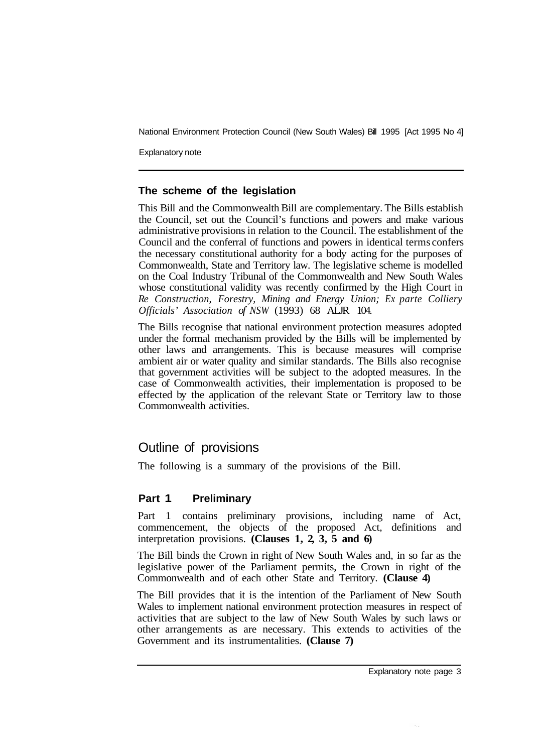## The scheme of the legislation

This Bill and the Commonwealth Bill are complementary. The Bills establish the Council, set out the Council's functions and powers and make various administrative provisions in relation to the Council. The establishment of the Council and the conferral of functions and powers in identical terms confers the necessary constitutional authority for a body acting for the purposes of Commonwealth, State and Territory law. The legislative scheme is modelled on the Coal Industry Tribunal of the Commonwealth and New South Wales whose constitutional validity was recently confirmed by the High Court in *Re Construction, Forestry, Mining and Energy Union; Ex parte Colliery Officials' Association of NSW* (1993) 68 ALJR 104.

The Bills recognise that national environment protection measures adopted under the formal mechanism provided by the Bills will be implemented by other laws and arrangements. This is because measures will comprise ambient air or water quality and similar standards. The Bills also recognise that government activities will be subject to the adopted measures. In the case of Commonwealth activities, their implementation is proposed to be effected by the application of the relevant State or Territory law to those Commonwealth activities.

# Outline of provisions

The following is a summary of the provisions of the Bill.

## Part 1 Preliminary

Part 1 contains preliminary provisions, including name of Act, commencement, the objects of the proposed Act, definitions and interpretation provisions. **(Clauses 1, 2, 3, 5 and 6)**

The Bill binds the Crown in right of New South Wales and, in so far as the legislative power of the Parliament permits, the Crown in right of the Commonwealth and of each other State and Territory. **(Clause 4)**

The Bill provides that it is the intention of the Parliament of New South Wales to implement national environment protection measures in respect of activities that are subject to the law of New South Wales by such laws or other arrangements as are necessary. This extends to activities of the Government and its instrumentalities. **(Clause 7)**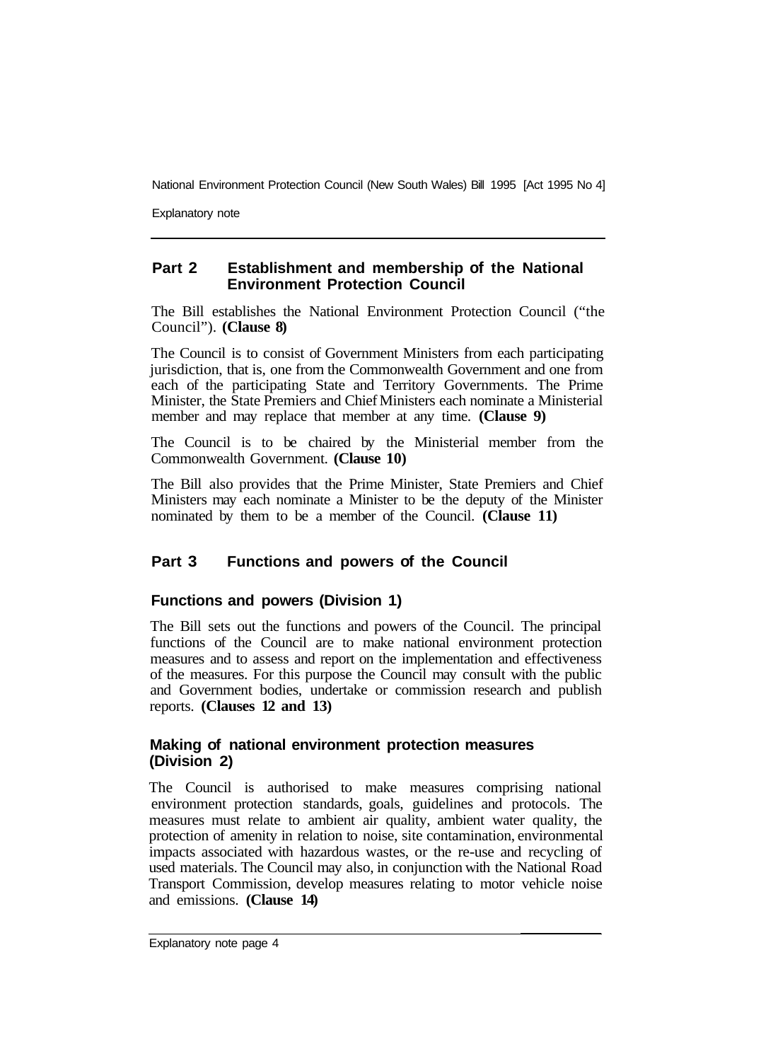## Part 2 Establishment and membership of the National Environment Protection Council

The Bill establishes the National Environment Protection Council ("the Council"). **(Clause 8)**

The Council is to consist of Government Ministers from each participating jurisdiction, that is, one from the Commonwealth Government and one from each of the participating State and Territory Governments. The Prime Minister, the State Premiers and Chief Ministers each nominate a Ministerial member and may replace that member at any time. **(Clause 9)**

The Council is to be chaired by the Ministerial member from the Commonwealth Government. **(Clause 10)**

The Bill also provides that the Prime Minister, State Premiers and Chief Ministers may each nominate a Minister to be the deputy of the Minister nominated by them to be a member of the Council. **(Clause 11)**

## Part 3 Functions and powers of the Council

### Functions and powers (Division 1)

The Bill sets out the functions and powers of the Council. The principal functions of the Council are to make national environment protection measures and to assess and report on the implementation and effectiveness of the measures. For this purpose the Council may consult with the public and Government bodies, undertake or commission research and publish reports. **(Clauses 12 and 13)**

### Making of national environment protection measures (Division 2)

The Council is authorised to make measures comprising national environment protection standards, goals, guidelines and protocols. The measures must relate to ambient air quality, ambient water quality, the protection of amenity in relation to noise, site contamination, environmental impacts associated with hazardous wastes, or the re-use and recycling of used materials. The Council may also, in conjunction with the National Road Transport Commission, develop measures relating to motor vehicle noise and emissions. **(Clause 14)**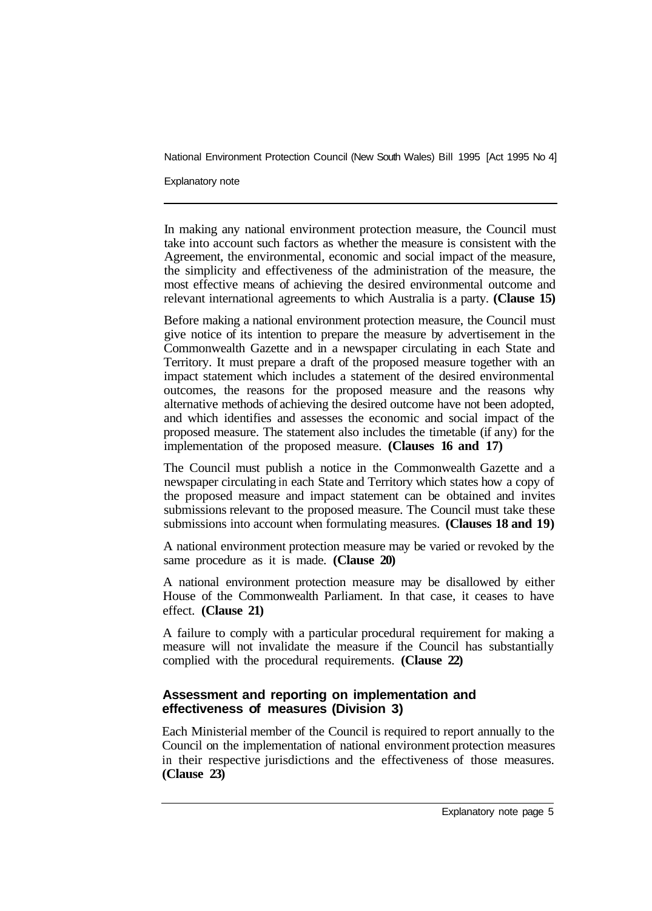In making any national environment protection measure, the Council must take into account such factors as whether the measure is consistent with the Agreement, the environmental, economic and social impact of the measure, the simplicity and effectiveness of the administration of the measure, the most effective means of achieving the desired environmental outcome and relevant international agreements to which Australia is a party. **(Clause 15)**

Before making a national environment protection measure, the Council must give notice of its intention to prepare the measure by advertisement in the Commonwealth Gazette and in a newspaper circulating in each State and Territory. It must prepare a draft of the proposed measure together with an impact statement which includes a statement of the desired environmental outcomes, the reasons for the proposed measure and the reasons why alternative methods of achieving the desired outcome have not been adopted, and which identifies and assesses the economic and social impact of the proposed measure. The statement also includes the timetable (if any) for the implementation of the proposed measure. **(Clauses 16 and 17)**

The Council must publish a notice in the Commonwealth Gazette and a newspaper circulating in each State and Territory which states how a copy of the proposed measure and impact statement can be obtained and invites submissions relevant to the proposed measure. The Council must take these submissions into account when formulating measures. **(Clauses 18 and 19)**

A national environment protection measure may be varied or revoked by the same procedure as it is made. **(Clause 20)**

A national environment protection measure may be disallowed by either House of the Commonwealth Parliament. In that case, it ceases to have effect. **(Clause 21)**

A failure to comply with a particular procedural requirement for making a measure will not invalidate the measure if the Council has substantially complied with the procedural requirements. **(Clause 22)**

### Assessment and reporting on implementation and effectiveness of measures (Division 3)

Each Ministerial member of the Council is required to report annually to the Council on the implementation of national environment protection measures in their respective jurisdictions and the effectiveness of those measures. **(Clause 23)**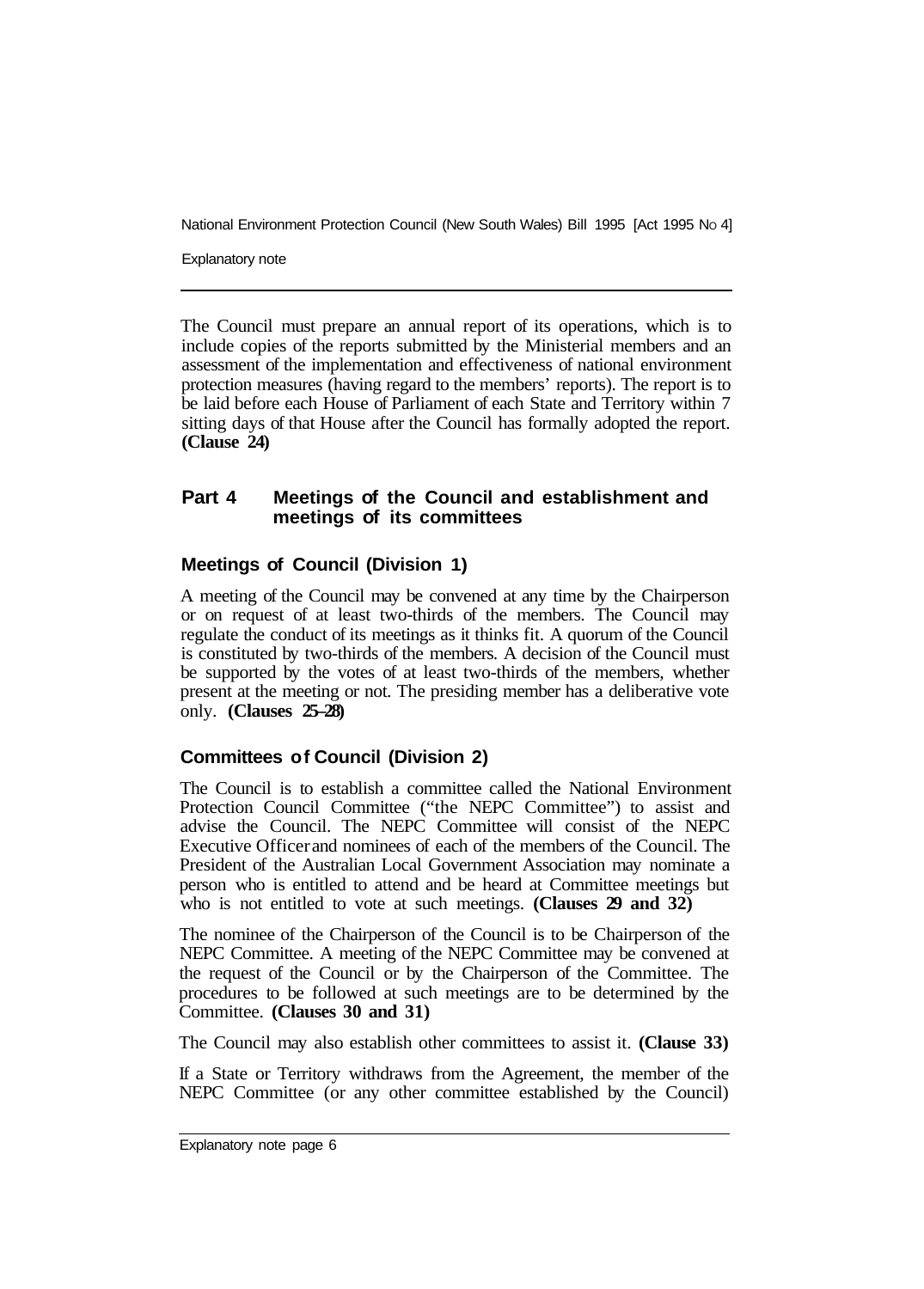The Council must prepare an annual report of its operations, which is to include copies of the reports submitted by the Ministerial members and an assessment of the implementation and effectiveness of national environment protection measures (having regard to the members' reports). The report is to be laid before each House of Parliament of each State and Territory within 7 sitting days of that House after the Council has formally adopted the report. **(Clause 24)**

## Part 4 Meetings of the Council and establishment and meetings of its committees

### Meetings of Council (Division 1)

A meeting of the Council may be convened at any time by the Chairperson or on request of at least two-thirds of the members. The Council may regulate the conduct of its meetings as it thinks fit. A quorum of the Council is constituted by two-thirds of the members. A decision of the Council must be supported by the votes of at least two-thirds of the members, whether present at the meeting or not. The presiding member has a deliberative vote only. **(Clauses 25–28)**

### Committees of Council (Division 2)

The Council is to establish a committee called the National Environment Protection Council Committee ("the NEPC Committee") to assist and advise the Council. The NEPC Committee will consist of the NEPC Executive Officer and nominees of each of the members of the Council. The President of the Australian Local Government Association may nominate a person who is entitled to attend and be heard at Committee meetings but who is not entitled to vote at such meetings. **(Clauses 29 and 32)**

The nominee of the Chairperson of the Council is to be Chairperson of the NEPC Committee. A meeting of the NEPC Committee may be convened at the request of the Council or by the Chairperson of the Committee. The procedures to be followed at such meetings are to be determined by the Committee. **(Clauses 30 and 31)**

The Council may also establish other committees to assist it. **(Clause 33)**

If a State or Territory withdraws from the Agreement, the member of the NEPC Committee (or any other committee established by the Council)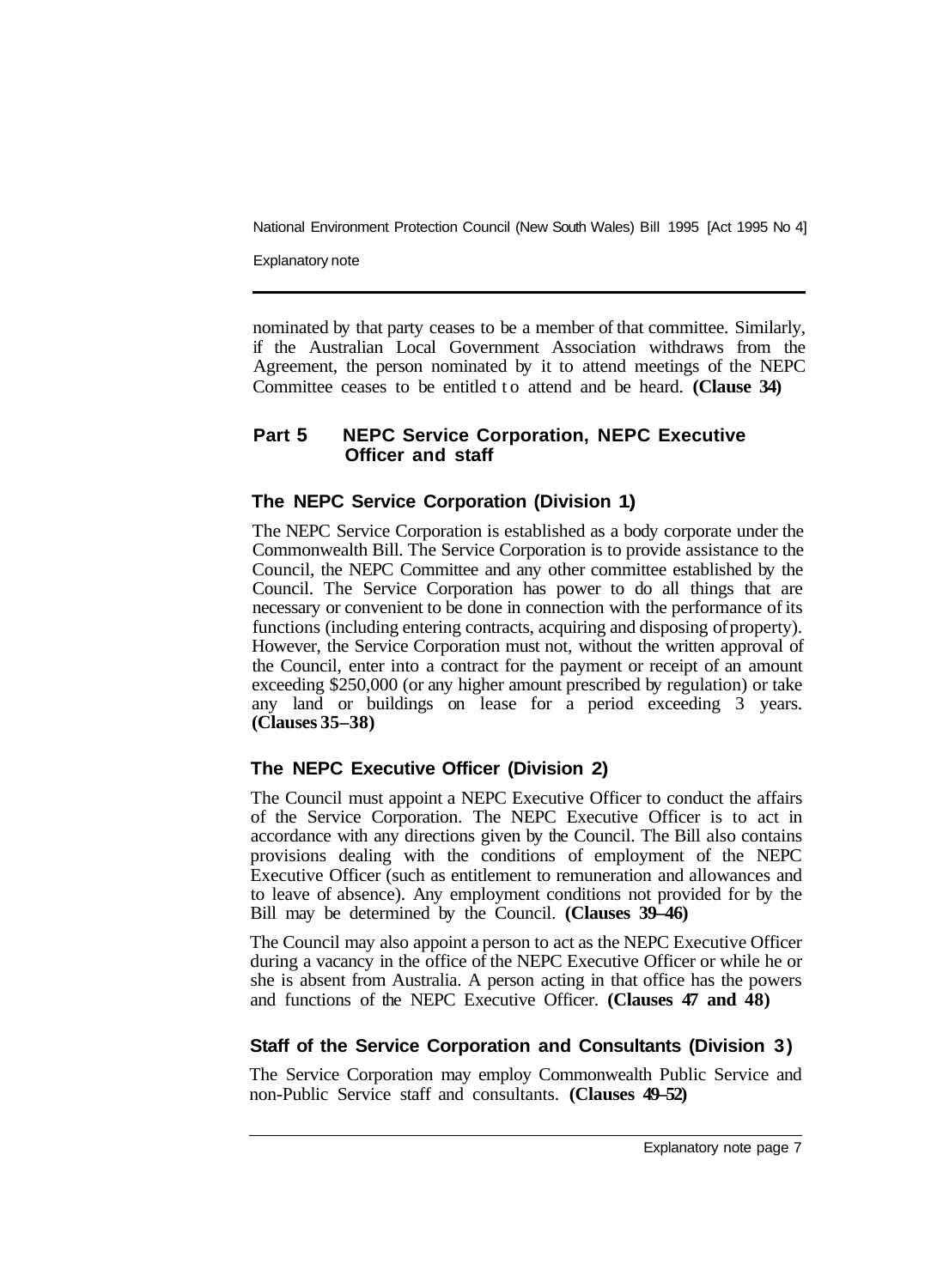nominated by that party ceases to be a member of that committee. Similarly, if the Australian Local Government Association withdraws from the Agreement, the person nominated by it to attend meetings of the NEPC Committee ceases to be entitled to attend and be heard. **(Clause 34)**

## Part 5 NEPC Service Corporation, NEPC Executive Officer and staff

### The NEPC Service Corporation (Division 1)

The NEPC Service Corporation is established as a body corporate under the Commonwealth Bill. The Service Corporation is to provide assistance to the Council, the NEPC Committee and any other committee established by the Council. The Service Corporation has power to do all things that are necessary or convenient to be done in connection with the performance of its functions (including entering contracts, acquiring and disposing of property). However, the Service Corporation must not, without the written approval of the Council, enter into a contract for the payment or receipt of an amount exceeding $250,000 (or any higher amount prescribed by regulation) or take any land or buildings on lease for a period exceeding 3 years. **(Clauses 35–38)**

### The NEPC Executive Officer (Division 2)

The Council must appoint a NEPC Executive Officer to conduct the affairs of the Service Corporation. The NEPC Executive Officer is to act in accordance with any directions given by the Council. The Bill also contains provisions dealing with the conditions of employment of the NEPC Executive Officer (such as entitlement to remuneration and allowances and to leave of absence). Any employment conditions not provided for by the Bill may be determined by the Council. **(Clauses 39–46)**

The Council may also appoint a person to act as the NEPC Executive Officer during a vacancy in the office of the NEPC Executive Officer or while he or she is absent from Australia. A person acting in that office has the powers and functions of the NEPC Executive Officer. **(Clauses 47 and 48)**

### Staff of the Service Corporation and Consultants (Division 3)

The Service Corporation may employ Commonwealth Public Service and non-Public Service staff and consultants. **(Clauses 49–52)**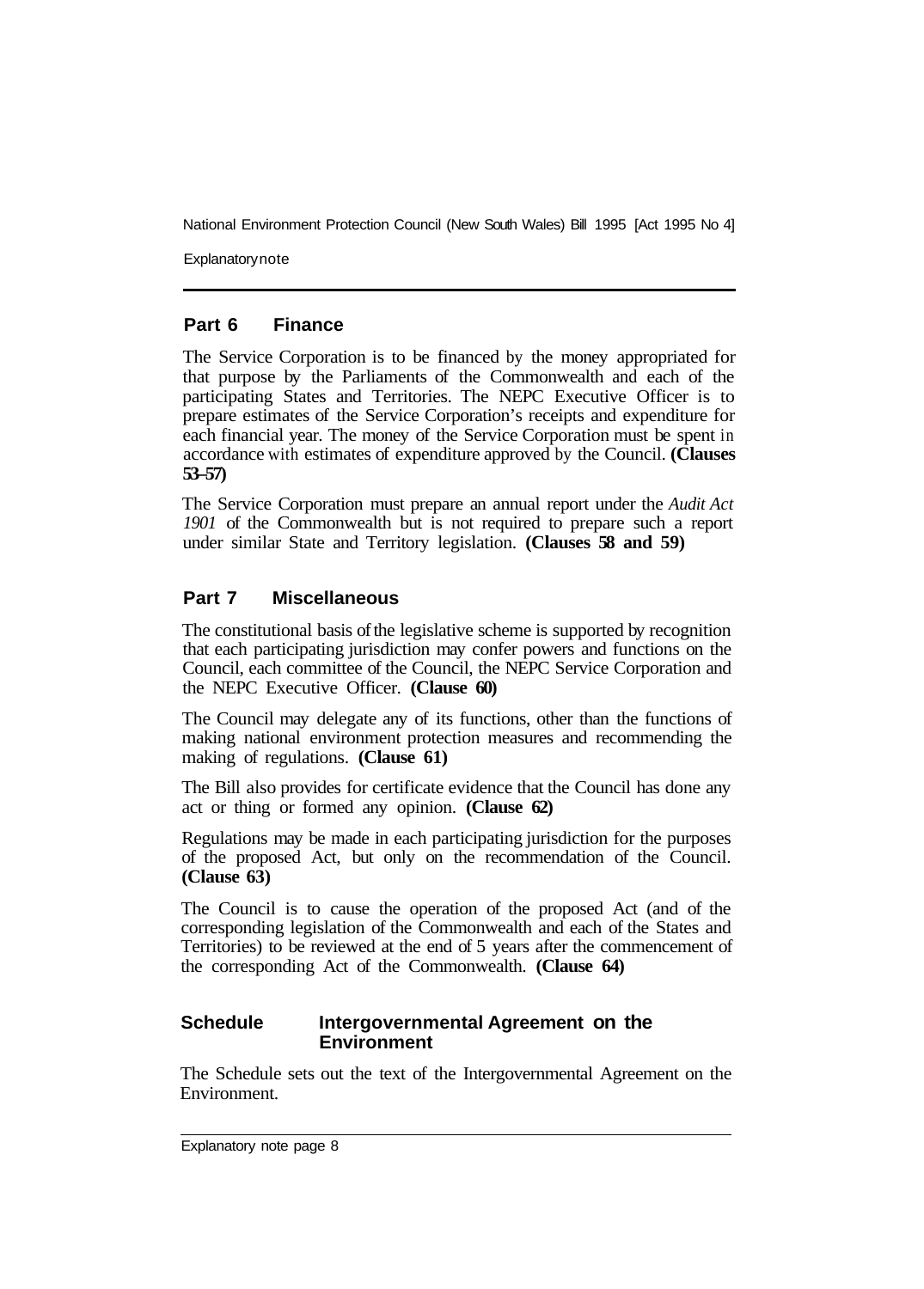## Part 6 Finance

The Service Corporation is to be financed by the money appropriated for that purpose by the Parliaments of the Commonwealth and each of the participating States and Territories. The NEPC Executive Officer is to prepare estimates of the Service Corporation's receipts and expenditure for each financial year. The money of the Service Corporation must be spent in accordance with estimates of expenditure approved by the Council. **(Clauses 53–57)**

The Service Corporation must prepare an annual report under the *Audit Act 1901* of the Commonwealth but is not required to prepare such a report under similar State and Territory legislation. **(Clauses 58 and 59)**

## Part 7 Miscellaneous

The constitutional basis of the legislative scheme is supported by recognition that each participating jurisdiction may confer powers and functions on the Council, each committee of the Council, the NEPC Service Corporation and the NEPC Executive Officer. **(Clause 60)**

The Council may delegate any of its functions, other than the functions of making national environment protection measures and recommending the making of regulations. **(Clause 61)**

The Bill also provides for certificate evidence that the Council has done any act or thing or formed any opinion. **(Clause 62)**

Regulations may be made in each participating jurisdiction for the purposes of the proposed Act, but only on the recommendation of the Council. **(Clause 63)**

The Council is to cause the operation of the proposed Act (and of the corresponding legislation of the Commonwealth and each of the States and Territories) to be reviewed at the end of 5 years after the commencement of the corresponding Act of the Commonwealth. **(Clause 64)**

## Schedule Intergovernmental Agreement on the Environment

The Schedule sets out the text of the Intergovernmental Agreement on the Environment.